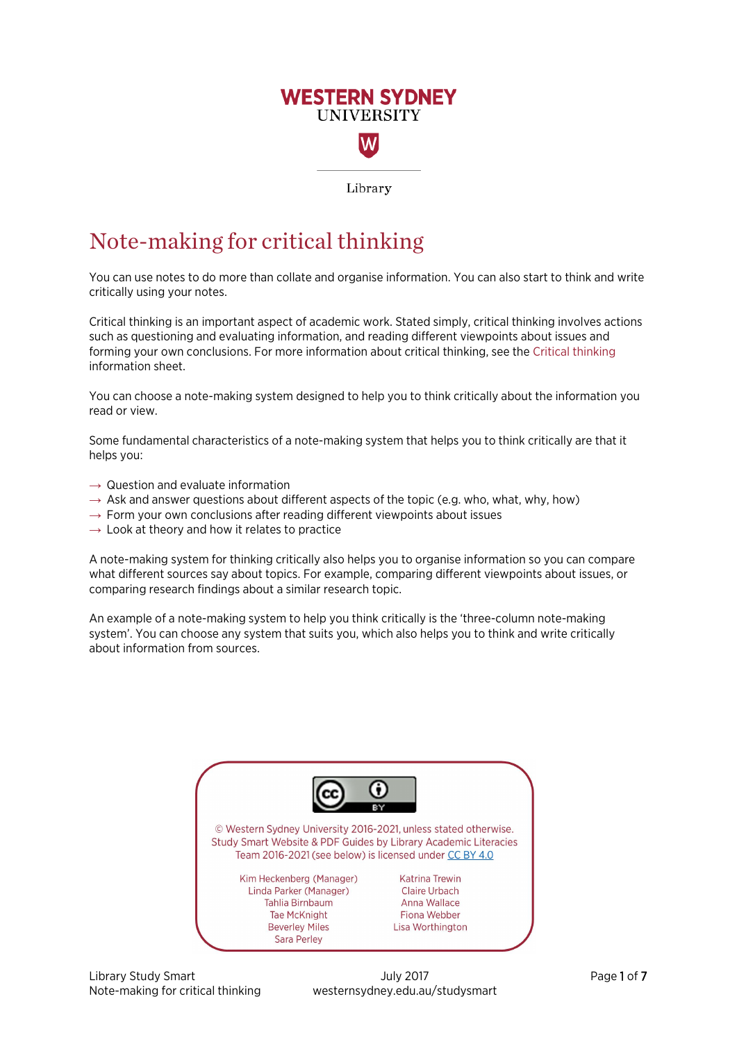WESTERN SYDNEY UNIVERSITY

Library

# Note-making for critical thinking

You can use notes to do more than collate and organise information. You can also start to think and write critically using your notes.

Critical thinking is an important aspect of academic work. Stated simply, critical thinking involves actions such as questioning and evaluating information, and reading different viewpoints about issues and forming your own conclusions. For more information about critical thinking, see the Critical thinking information sheet.

You can choose a note-making system designed to help you to think critically about the information you read or view.

Some fundamental characteristics of a note-making system that helps you to think critically are that it helps you:

→ Question and evaluate information
→ Ask and answer questions about different aspects of the topic (e.g. who, what, why, how)
→ Form your own conclusions after reading different viewpoints about issues
→ Look at theory and how it relates to practice

A note-making system for thinking critically also helps you to organise information so you can compare what different sources say about topics. For example, comparing different viewpoints about issues, or comparing research findings about a similar research topic.

An example of a note-making system to help you think critically is the 'three-column note-making system'. You can choose any system that suits you, which also helps you to think and write critically about information from sources.

© Western Sydney University 2016-2021, unless stated otherwise.
Study Smart Website & PDF Guides by Library Academic Literacies Team 2016-2021 (see below) is licensed under CC BY 4.0

Kim Heckenberg (Manager)
Linda Parker (Manager)
Tahlia Birnbaum
Tae McKnight
Beverley Miles
Sara Perley
Katrina Trewin
Claire Urbach
Anna Wallace
Fiona Webber
Lisa Worthington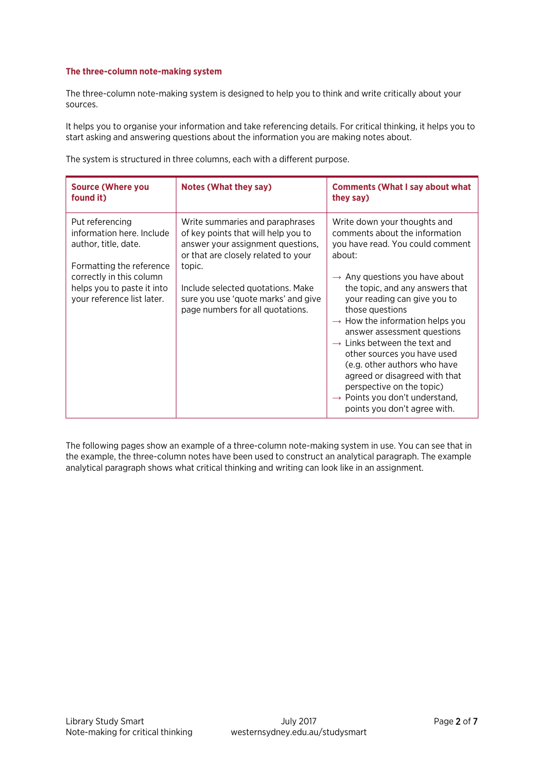## The three-column note-making system

The three-column note-making system is designed to help you to think and write critically about your sources.

It helps you to organise your information and take referencing details. For critical thinking, it helps you to start asking and answering questions about the information you are making notes about.

The system is structured in three columns, each with a different purpose.

| Source (Where you found it) | Notes (What they say) | Comments (What I say about what they say) |
| --- | --- | --- |
| Put referencing information here. Include author, title, date.<br><br>Formatting the reference correctly in this column helps you to paste it into your reference list later. | Write summaries and paraphrases of key points that will help you to answer your assignment questions, or that are closely related to your topic.<br><br>Include selected quotations. Make sure you use 'quote marks' and give page numbers for all quotations. | Write down your thoughts and comments about the information you have read. You could comment about:<br><br>→ Any questions you have about the topic, and any answers that your reading can give you to those questions<br>→ How the information helps you answer assessment questions<br>→ Links between the text and other sources you have used (e.g. other authors who have agreed or disagreed with that perspective on the topic)<br>→ Points you don't understand, points you don't agree with. |

The following pages show an example of a three-column note-making system in use. You can see that in the example, the three-column notes have been used to construct an analytical paragraph. The example analytical paragraph shows what critical thinking and writing can look like in an assignment.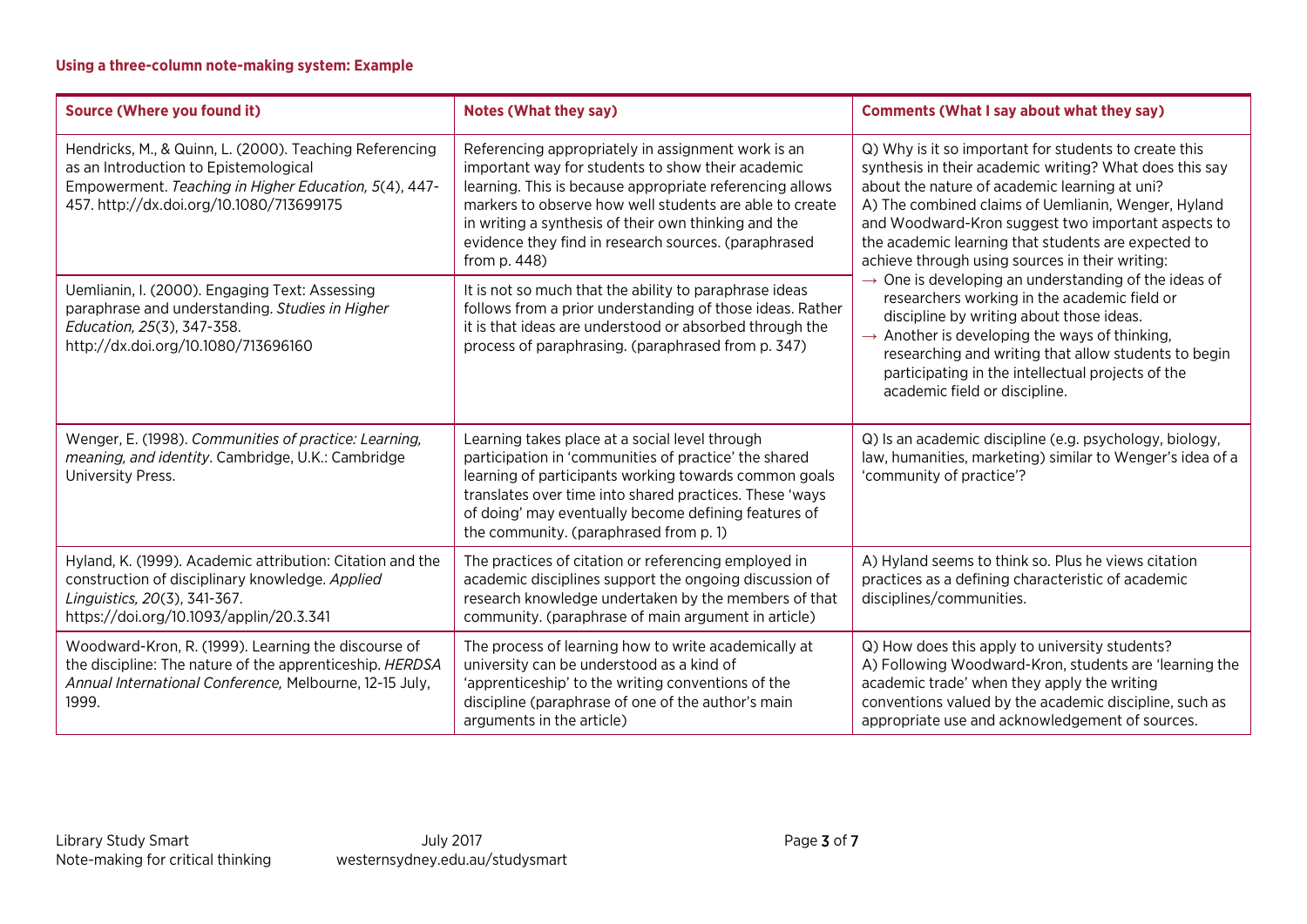#### Using a three-column note-making system: Example

| Source (Where you found it) | Notes (What they say) | Comments (What I say about what they say) |
|---|---|---|
| Hendricks, M., & Quinn, L. (2000). Teaching Referencing as an Introduction to Epistemological Empowerment. *Teaching in Higher Education, 5*(4), 447-457. http://dx.doi.org/10.1080/713699175 | Referencing appropriately in assignment work is an important way for students to show their academic learning. This is because appropriate referencing allows markers to observe how well students are able to create in writing a synthesis of their own thinking and the evidence they find in research sources. (paraphrased from p. 448) | Q) Why is it so important for students to create this synthesis in their academic writing? What does this say about the nature of academic learning at uni?<br>A) The combined claims of Uemlianin, Wenger, Hyland and Woodward-Kron suggest two important aspects to the academic learning that students are expected to achieve through using sources in their writing:<br>→ One is developing an understanding of the ideas of researchers working in the academic field or discipline by writing about those ideas.<br>→ Another is developing the ways of thinking, researching and writing that allow students to begin participating in the intellectual projects of the academic field or discipline. |
| Uemlianin, I. (2000). Engaging Text: Assessing paraphrase and understanding. *Studies in Higher Education, 25*(3), 347-358. http://dx.doi.org/10.1080/713696160 | It is not so much that the ability to paraphrase ideas follows from a prior understanding of those ideas. Rather it is that ideas are understood or absorbed through the process of paraphrasing. (paraphrased from p. 347) | |
| Wenger, E. (1998). *Communities of practice: Learning, meaning, and identity*. Cambridge, U.K.: Cambridge University Press. | Learning takes place at a social level through participation in 'communities of practice' the shared learning of participants working towards common goals translates over time into shared practices. These 'ways of doing' may eventually become defining features of the community. (paraphrased from p. 1) | Q) Is an academic discipline (e.g. psychology, biology, law, humanities, marketing) similar to Wenger's idea of a 'community of practice'? |
| Hyland, K. (1999). Academic attribution: Citation and the construction of disciplinary knowledge. *Applied Linguistics, 20*(3), 341-367. https://doi.org/10.1093/applin/20.3.341 | The practices of citation or referencing employed in academic disciplines support the ongoing discussion of research knowledge undertaken by the members of that community. (paraphrase of main argument in article) | A) Hyland seems to think so. Plus he views citation practices as a defining characteristic of academic disciplines/communities. |
| Woodward-Kron, R. (1999). Learning the discourse of the discipline: The nature of the apprenticeship. *HERDSA Annual International Conference,* Melbourne, 12-15 July, 1999. | The process of learning how to write academically at university can be understood as a kind of 'apprenticeship' to the writing conventions of the discipline (paraphrase of one of the author's main arguments in the article) | Q) How does this apply to university students?<br>A) Following Woodward-Kron, students are 'learning the academic trade' when they apply the writing conventions valued by the academic discipline, such as appropriate use and acknowledgement of sources. |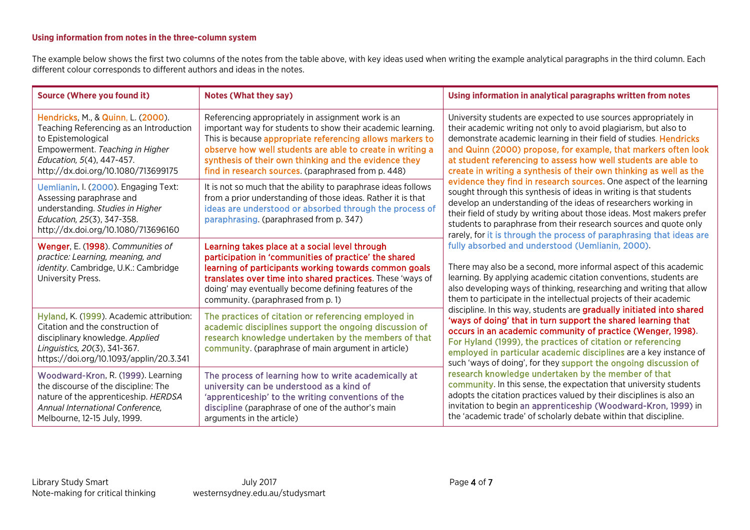### Using information from notes in the three-column system

The example below shows the first two columns of the notes from the table above, with key ideas used when writing the example analytical paragraphs in the third column. Each different colour corresponds to different authors and ideas in the notes.

| Source (Where you found it) | Notes (What they say) | Using information in analytical paragraphs written from notes |
|---|---|---|
| Hendricks, M., & Quinn, L. (2000). Teaching Referencing as an Introduction to Epistemological Empowerment. *Teaching in Higher Education, 5*(4), 447-457. http://dx.doi.org/10.1080/713699175 | Referencing appropriately in assignment work is an important way for students to show their academic learning. This is because appropriate referencing allows markers to observe how well students are able to create in writing a synthesis of their own thinking and the evidence they find in research sources. (paraphrased from p. 448) | University students are expected to use sources appropriately in their academic writing not only to avoid plagiarism, but also to demonstrate academic learning in their field of studies. Hendricks and Quinn (2000) propose, for example, that markers often look at student referencing to assess how well students are able to create in writing a synthesis of their own thinking as well as the evidence they find in research sources. One aspect of the learning sought through this synthesis of ideas in writing is that students develop an understanding of the ideas of researchers working in their field of study by writing about those ideas. Most makers prefer students to paraphrase from their research sources and quote only rarely, for it is through the process of paraphrasing that ideas are fully absorbed and understood (Uemlianin, 2000). |
| Uemlianin, I. (2000). Engaging Text: Assessing paraphrase and understanding. *Studies in Higher Education, 25*(3), 347-358. http://dx.doi.org/10.1080/713696160 | It is not so much that the ability to paraphrase ideas follows from a prior understanding of those ideas. Rather it is that ideas are understood or absorbed through the process of paraphrasing. (paraphrased from p. 347) | |
| Wenger, E. (1998). *Communities of practice: Learning, meaning, and identity*. Cambridge, U.K.: Cambridge University Press. | Learning takes place at a social level through participation in 'communities of practice' the shared learning of participants working towards common goals translates over time into shared practices. These 'ways of doing' may eventually become defining features of the community. (paraphrased from p. 1) | There may also be a second, more informal aspect of this academic learning. By applying academic citation conventions, students are also developing ways of thinking, researching and writing that allow them to participate in the intellectual projects of their academic discipline. In this way, students are gradually initiated into shared 'ways of doing' that in turn support the shared learning that occurs in an academic community of practice (Wenger, 1998). For Hyland (1999), the practices of citation or referencing employed in particular academic disciplines are a key instance of such 'ways of doing', for they support the ongoing discussion of research knowledge undertaken by the member of that community. In this sense, the expectation that university students adopts the citation practices valued by their disciplines is also an invitation to begin an apprenticeship (Woodward-Kron, 1999) in the 'academic trade' of scholarly debate within that discipline. |
| Hyland, K. (1999). Academic attribution: Citation and the construction of disciplinary knowledge. *Applied Linguistics, 20*(3), 341-367. https://doi.org/10.1093/applin/20.3.341 | The practices of citation or referencing employed in academic disciplines support the ongoing discussion of research knowledge undertaken by the members of that community. (paraphrase of main argument in article) | |
| Woodward-Kron, R. (1999). Learning the discourse of the discipline: The nature of the apprenticeship. *HERDSA Annual International Conference*, Melbourne, 12-15 July, 1999. | The process of learning how to write academically at university can be understood as a kind of 'apprenticeship' to the writing conventions of the discipline (paraphrase of one of the author's main arguments in the article) | |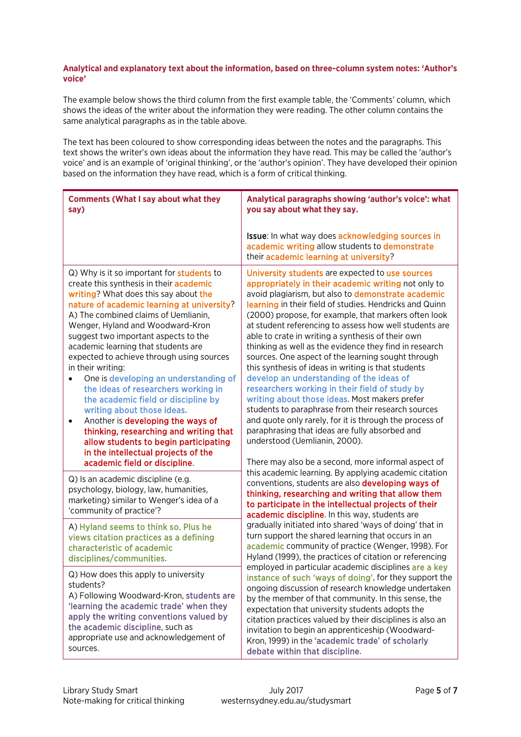**Analytical and explanatory text about the information, based on three-column system notes: 'Author's voice'**

The example below shows the third column from the first example table, the 'Comments' column, which shows the ideas of the writer about the information they were reading. The other column contains the same analytical paragraphs as in the table above.

The text has been coloured to show corresponding ideas between the notes and the paragraphs. This text shows the writer's own ideas about the information they have read. This may be called the 'author's voice' and is an example of 'original thinking', or the 'author's opinion'. They have developed their opinion based on the information they have read, which is a form of critical thinking.

| Comments (What I say about what they say) | Analytical paragraphs showing 'author's voice': what you say about what they say. |
|---|---|
| | Issue: In what way does acknowledging sources in academic writing allow students to demonstrate their academic learning at university? |
| Q) Why is it so important for students to create this synthesis in their academic writing? What does this say about the nature of academic learning at university?<br>A) The combined claims of Uemlianin, Wenger, Hyland and Woodward-Kron suggest two important aspects to the academic learning that students are expected to achieve through using sources in their writing:<br>• One is developing an understanding of the ideas of researchers working in the academic field or discipline by writing about those ideas.<br>• Another is developing the ways of thinking, researching and writing that allow students to begin participating in the intellectual projects of the academic field or discipline. | University students are expected to use sources appropriately in their academic writing not only to avoid plagiarism, but also to demonstrate academic learning in their field of studies. Hendricks and Quinn (2000) propose, for example, that markers often look at student referencing to assess how well students are able to crate in writing a synthesis of their own thinking as well as the evidence they find in research sources. One aspect of the learning sought through this synthesis of ideas in writing is that students develop an understanding of the ideas of researchers working in their field of study by writing about those ideas. Most makers prefer students to paraphrase from their research sources and quote only rarely, for it is through the process of paraphrasing that ideas are fully absorbed and understood (Uemlianin, 2000). |
| Q) Is an academic discipline (e.g. psychology, biology, law, humanities, marketing) similar to Wenger's idea of a 'community of practice'?<br>A) Hyland seems to think so. Plus he views citation practices as a defining characteristic of academic disciplines/communities.<br>Q) How does this apply to university students?<br>A) Following Woodward-Kron, students are 'learning the academic trade' when they apply the writing conventions valued by the academic discipline, such as appropriate use and acknowledgement of sources. | There may also be a second, more informal aspect of this academic learning. By applying academic citation conventions, students are also developing ways of thinking, researching and writing that allow them to participate in the intellectual projects of their academic discipline. In this way, students are gradually initiated into shared 'ways of doing' that in turn support the shared learning that occurs in an academic community of practice (Wenger, 1998). For Hyland (1999), the practices of citation or referencing employed in particular academic disciplines are a key instance of such 'ways of doing', for they support the ongoing discussion of research knowledge undertaken by the member of that community. In this sense, the expectation that university students adopts the citation practices valued by their disciplines is also an invitation to begin an apprenticeship (Woodward-Kron, 1999) in the 'academic trade' of scholarly debate within that discipline. |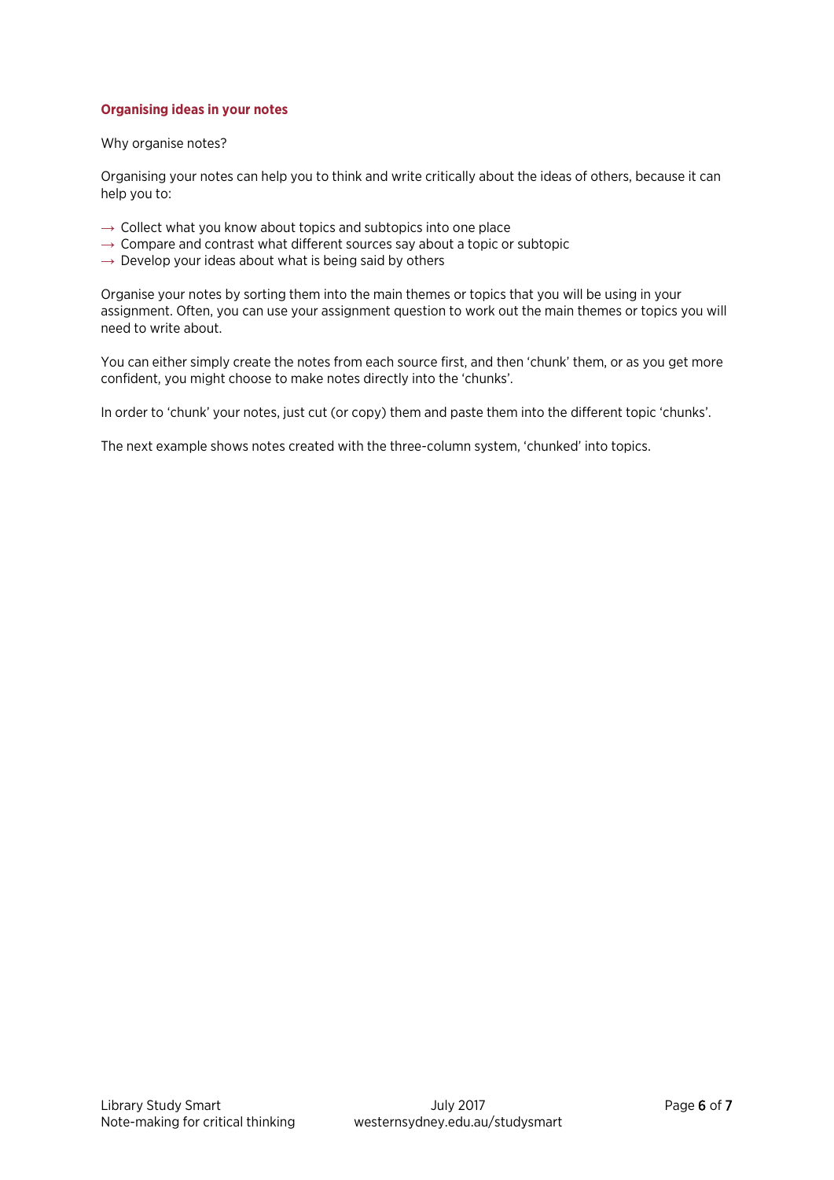## Organising ideas in your notes

Why organise notes?

Organising your notes can help you to think and write critically about the ideas of others, because it can help you to:

- → Collect what you know about topics and subtopics into one place
- → Compare and contrast what different sources say about a topic or subtopic
- → Develop your ideas about what is being said by others

Organise your notes by sorting them into the main themes or topics that you will be using in your assignment. Often, you can use your assignment question to work out the main themes or topics you will need to write about.

You can either simply create the notes from each source first, and then 'chunk' them, or as you get more confident, you might choose to make notes directly into the 'chunks'.

In order to 'chunk' your notes, just cut (or copy) them and paste them into the different topic 'chunks'.

The next example shows notes created with the three-column system, 'chunked' into topics.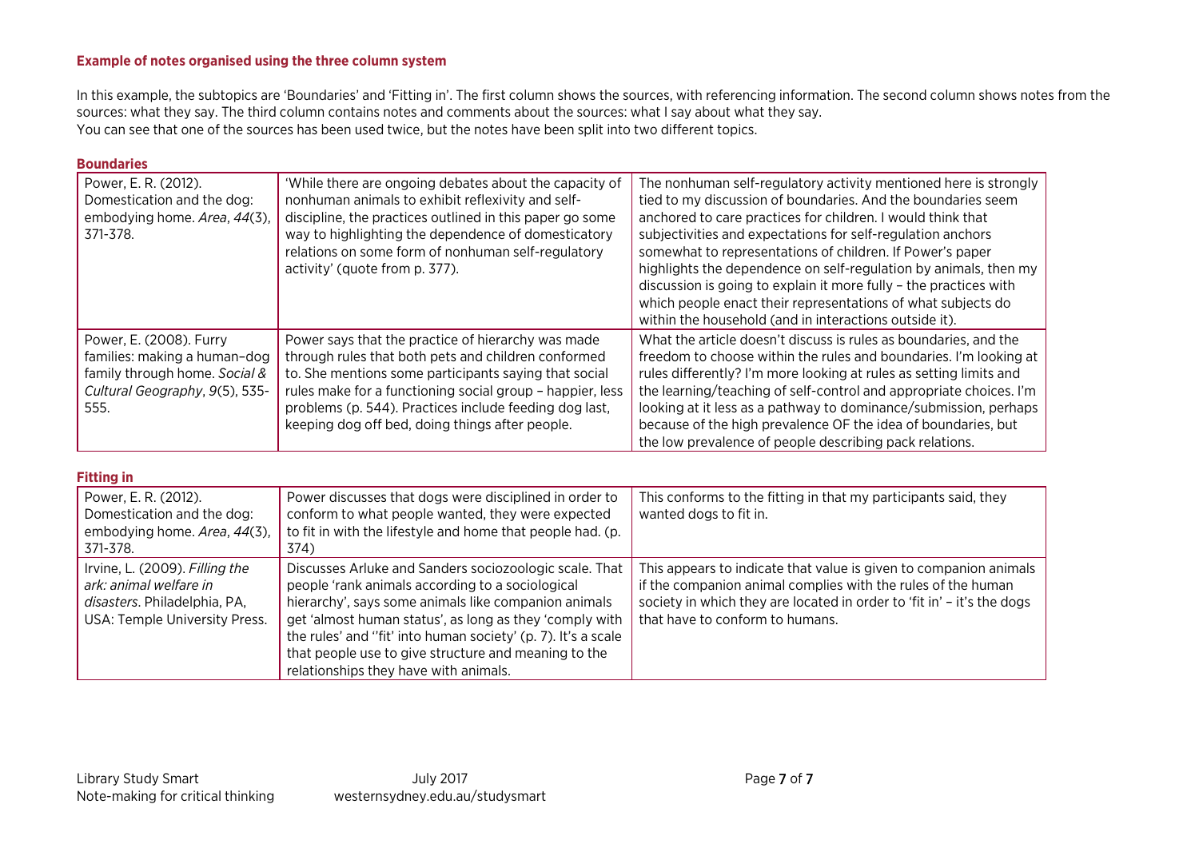### Example of notes organised using the three column system

In this example, the subtopics are 'Boundaries' and 'Fitting in'. The first column shows the sources, with referencing information. The second column shows notes from the sources: what they say. The third column contains notes and comments about the sources: what I say about what they say.
You can see that one of the sources has been used twice, but the notes have been split into two different topics.

#### Boundaries

| | | |
|---|---|---|
| Power, E. R. (2012). Domestication and the dog: embodying home. *Area*, *44*(3), 371-378. | 'While there are ongoing debates about the capacity of nonhuman animals to exhibit reflexivity and self-discipline, the practices outlined in this paper go some way to highlighting the dependence of domesticatory relations on some form of nonhuman self-regulatory activity' (quote from p. 377). | The nonhuman self-regulatory activity mentioned here is strongly tied to my discussion of boundaries. And the boundaries seem anchored to care practices for children. I would think that subjectivities and expectations for self-regulation anchors somewhat to representations of children. If Power's paper highlights the dependence on self-regulation by animals, then my discussion is going to explain it more fully – the practices with which people enact their representations of what subjects do within the household (and in interactions outside it). |
| Power, E. (2008). Furry families: making a human–dog family through home. *Social & Cultural Geography*, *9*(5), 535-555. | Power says that the practice of hierarchy was made through rules that both pets and children conformed to. She mentions some participants saying that social rules make for a functioning social group – happier, less problems (p. 544). Practices include feeding dog last, keeping dog off bed, doing things after people. | What the article doesn't discuss is rules as boundaries, and the freedom to choose within the rules and boundaries. I'm looking at rules differently? I'm more looking at rules as setting limits and the learning/teaching of self-control and appropriate choices. I'm looking at it less as a pathway to dominance/submission, perhaps because of the high prevalence OF the idea of boundaries, but the low prevalence of people describing pack relations. |

#### Fitting in

| | | |
|---|---|---|
| Power, E. R. (2012). Domestication and the dog: embodying home. *Area*, *44*(3), 371-378. | Power discusses that dogs were disciplined in order to conform to what people wanted, they were expected to fit in with the lifestyle and home that people had. (p. 374) | This conforms to the fitting in that my participants said, they wanted dogs to fit in. |
| Irvine, L. (2009). *Filling the ark: animal welfare in disasters*. Philadelphia, PA, USA: Temple University Press. | Discusses Arluke and Sanders sociozoologic scale. That people 'rank animals according to a sociological hierarchy', says some animals like companion animals get 'almost human status', as long as they 'comply with the rules' and ''fit' into human society' (p. 7). It's a scale that people use to give structure and meaning to the relationships they have with animals. | This appears to indicate that value is given to companion animals if the companion animal complies with the rules of the human society in which they are located in order to 'fit in' – it's the dogs that have to conform to humans. |